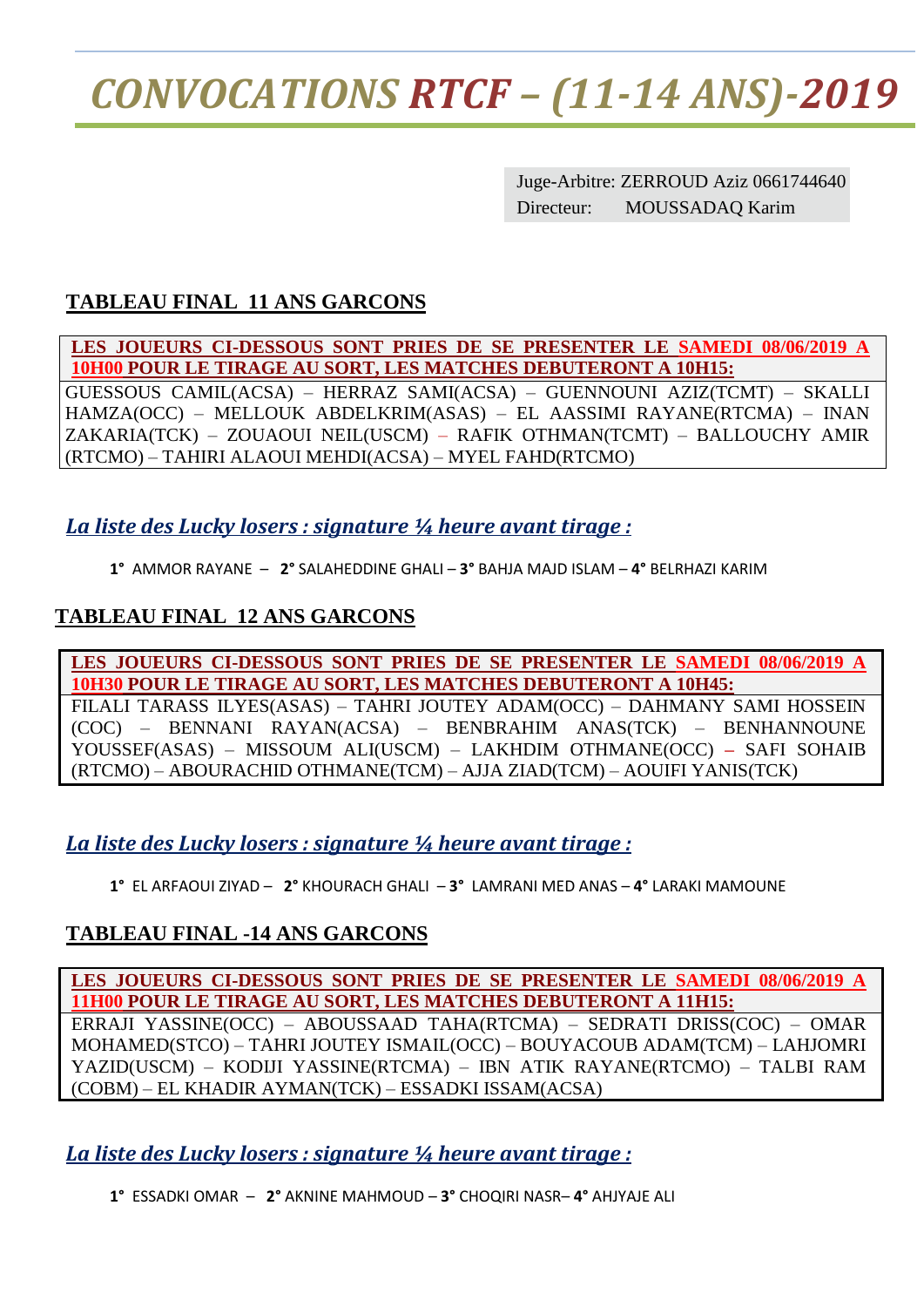# *CONVOCATIONS RTCF – (11-14 ANS)-2019*

Juge-Arbitre: ZERROUD Aziz 0661744640
Directeur: MOUSSADAQ Karim

## TABLEAU FINAL 11 ANS GARCONS

| **LES JOUEURS CI-DESSOUS SONT PRIES DE SE PRESENTER LE SAMEDI 08/06/2019 A 10H00 POUR LE TIRAGE AU SORT, LES MATCHES DEBUTERONT A 10H15:** |
|---|
| GUESSOUS CAMIL(ACSA) – HERRAZ SAMI(ACSA) – GUENNOUNI AZIZ(TCMT) – SKALLI HAMZA(OCC) – MELLOUK ABDELKRIM(ASAS) – EL AASSIMI RAYANE(RTCMA) – INAN ZAKARIA(TCK) – ZOUAOUI NEIL(USCM) – RAFIK OTHMAN(TCMT) – BALLOUCHY AMIR (RTCMO) – TAHIRI ALAOUI MEHDI(ACSA) – MYEL FAHD(RTCMO) |

***La liste des Lucky losers : signature ¼ heure avant tirage :***

**1°** AMMOR RAYANE – **2°** SALAHEDDINE GHALI – **3°** BAHJA MAJD ISLAM – **4°** BELRHAZI KARIM

## TABLEAU FINAL 12 ANS GARCONS

| **LES JOUEURS CI-DESSOUS SONT PRIES DE SE PRESENTER LE SAMEDI 08/06/2019 A 10H30 POUR LE TIRAGE AU SORT, LES MATCHES DEBUTERONT A 10H45:** |
|---|
| FILALI TARASS ILYES(ASAS) – TAHRI JOUTEY ADAM(OCC) – DAHMANY SAMI HOSSEIN (COC) – BENNANI RAYAN(ACSA) – BENBRAHIM ANAS(TCK) – BENHANNOUNE YOUSSEF(ASAS) – MISSOUM ALI(USCM) – LAKHDIM OTHMANE(OCC) – SAFI SOHAIB (RTCMO) – ABOURACHID OTHMANE(TCM) – AJJA ZIAD(TCM) – AOUIFI YANIS(TCK) |

***La liste des Lucky losers : signature ¼ heure avant tirage :***

**1°** EL ARFAOUI ZIYAD – **2°** KHOURACH GHALI – **3°** LAMRANI MED ANAS – **4°** LARAKI MAMOUNE

## TABLEAU FINAL -14 ANS GARCONS

| **LES JOUEURS CI-DESSOUS SONT PRIES DE SE PRESENTER LE SAMEDI 08/06/2019 A 11H00 POUR LE TIRAGE AU SORT, LES MATCHES DEBUTERONT A 11H15:** |
|---|
| ERRAJI YASSINE(OCC) – ABOUSSAAD TAHA(RTCMA) – SEDRATI DRISS(COC) – OMAR MOHAMED(STCO) – TAHRI JOUTEY ISMAIL(OCC) – BOUYACOUB ADAM(TCM) – LAHJOMRI YAZID(USCM) – KODIJI YASSINE(RTCMA) – IBN ATIK RAYANE(RTCMO) – TALBI RAM (COBM) – EL KHADIR AYMAN(TCK) – ESSADKI ISSAM(ACSA) |

***La liste des Lucky losers : signature ¼ heure avant tirage :***

**1°** ESSADKI OMAR – **2°** AKNINE MAHMOUD – **3°** CHOQIRI NASR– **4°** AHJYAJE ALI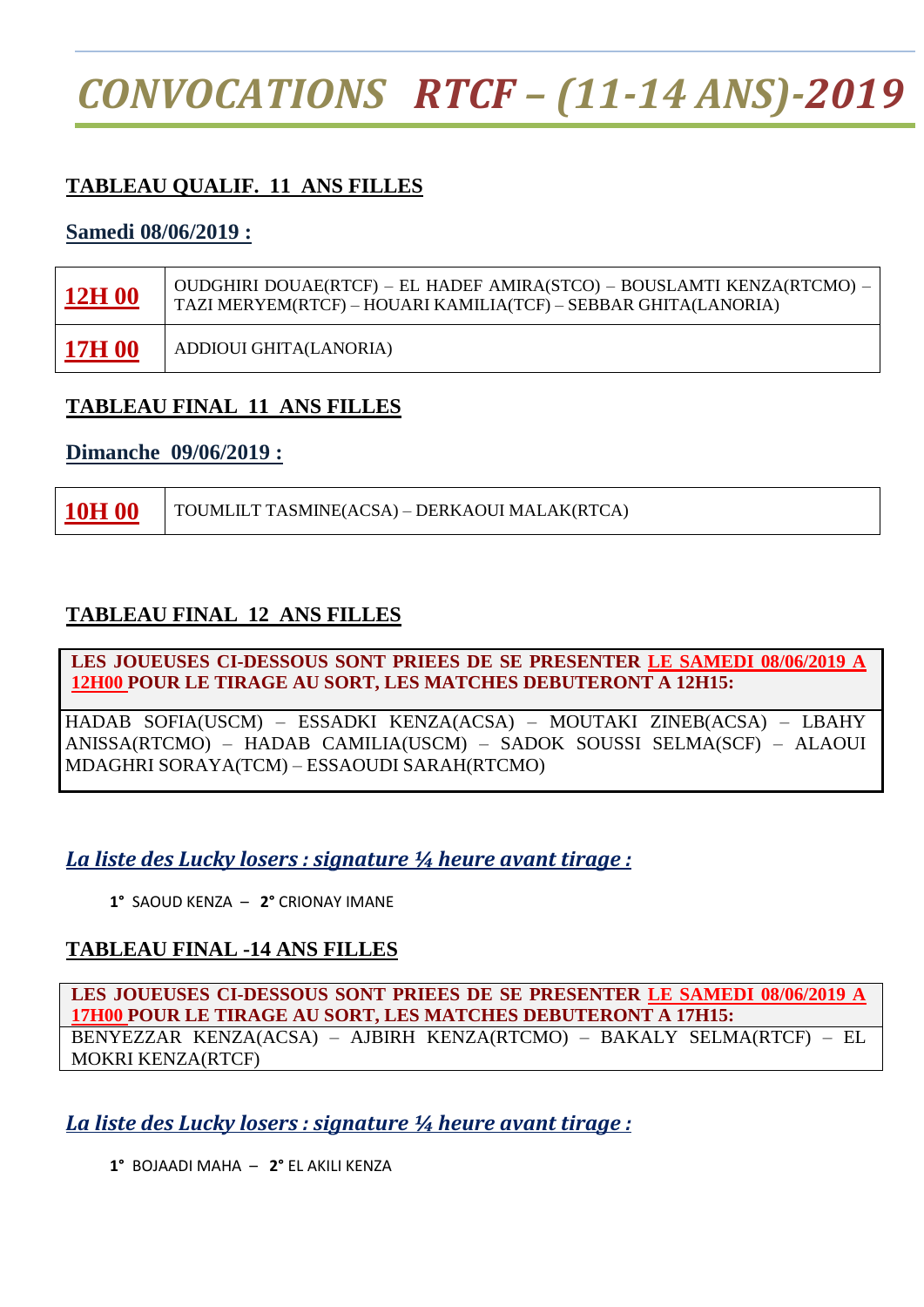# *CONVOCATIONS RTCF – (11-14 ANS)-2019*

## TABLEAU QUALIF. 11 ANS FILLES

**Samedi 08/06/2019 :**

| | |
|---|---|
| **12H 00** | OUDGHIRI DOUAE(RTCF) – EL HADEF AMIRA(STCO) – BOUSLAMTI KENZA(RTCMO) – TAZI MERYEM(RTCF) – HOUARI KAMILIA(TCF) – SEBBAR GHITA(LANORIA) |
| **17H 00** | ADDIOUI GHITA(LANORIA) |

## TABLEAU FINAL 11 ANS FILLES

**Dimanche 09/06/2019 :**

| | |
|---|---|
| **10H 00** | TOUMLILT TASMINE(ACSA) – DERKAOUI MALAK(RTCA) |

## TABLEAU FINAL 12 ANS FILLES

| |
|---|
| **LES JOUEUSES CI-DESSOUS SONT PRIEES DE SE PRESENTER LE SAMEDI 08/06/2019 A 12H00 POUR LE TIRAGE AU SORT, LES MATCHES DEBUTERONT A 12H15:** |
| HADAB SOFIA(USCM) – ESSADKI KENZA(ACSA) – MOUTAKI ZINEB(ACSA) – LBAHY ANISSA(RTCMO) – HADAB CAMILIA(USCM) – SADOK SOUSSI SELMA(SCF) – ALAOUI MDAGHRI SORAYA(TCM) – ESSAOUDI SARAH(RTCMO) |

***La liste des Lucky losers : signature ¼ heure avant tirage :***

**1°** SAOUD KENZA – **2°** CRIONAY IMANE

## TABLEAU FINAL -14 ANS FILLES

| |
|---|
| **LES JOUEUSES CI-DESSOUS SONT PRIEES DE SE PRESENTER LE SAMEDI 08/06/2019 A 17H00 POUR LE TIRAGE AU SORT, LES MATCHES DEBUTERONT A 17H15:** |
| BENYEZZAR KENZA(ACSA) – AJBIRH KENZA(RTCMO) – BAKALY SELMA(RTCF) – EL MOKRI KENZA(RTCF) |

***La liste des Lucky losers : signature ¼ heure avant tirage :***

**1°** BOJAADI MAHA – **2°** EL AKILI KENZA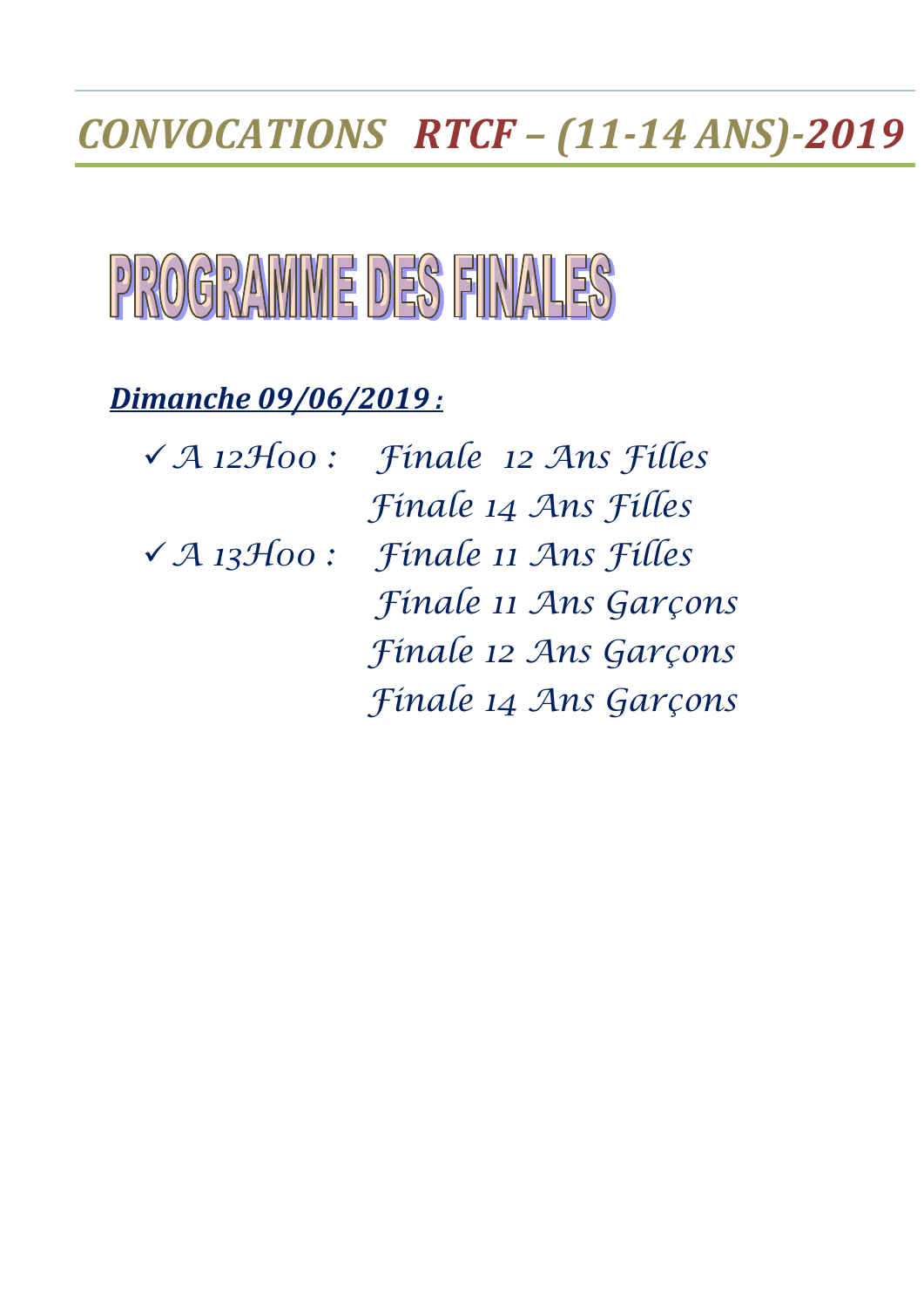# *CONVOCATIONS RTCF – (11-14 ANS)-2019*

## PROGRAMME DES FINALES

***Dimanche 09/06/2019 :***

- *A 12H00 : Finale 12 Ans Filles*
  *Finale 14 Ans Filles*
- *A 13H00 : Finale 11 Ans Filles*
  *Finale 11 Ans Garçons*
  *Finale 12 Ans Garçons*
  *Finale 14 Ans Garçons*